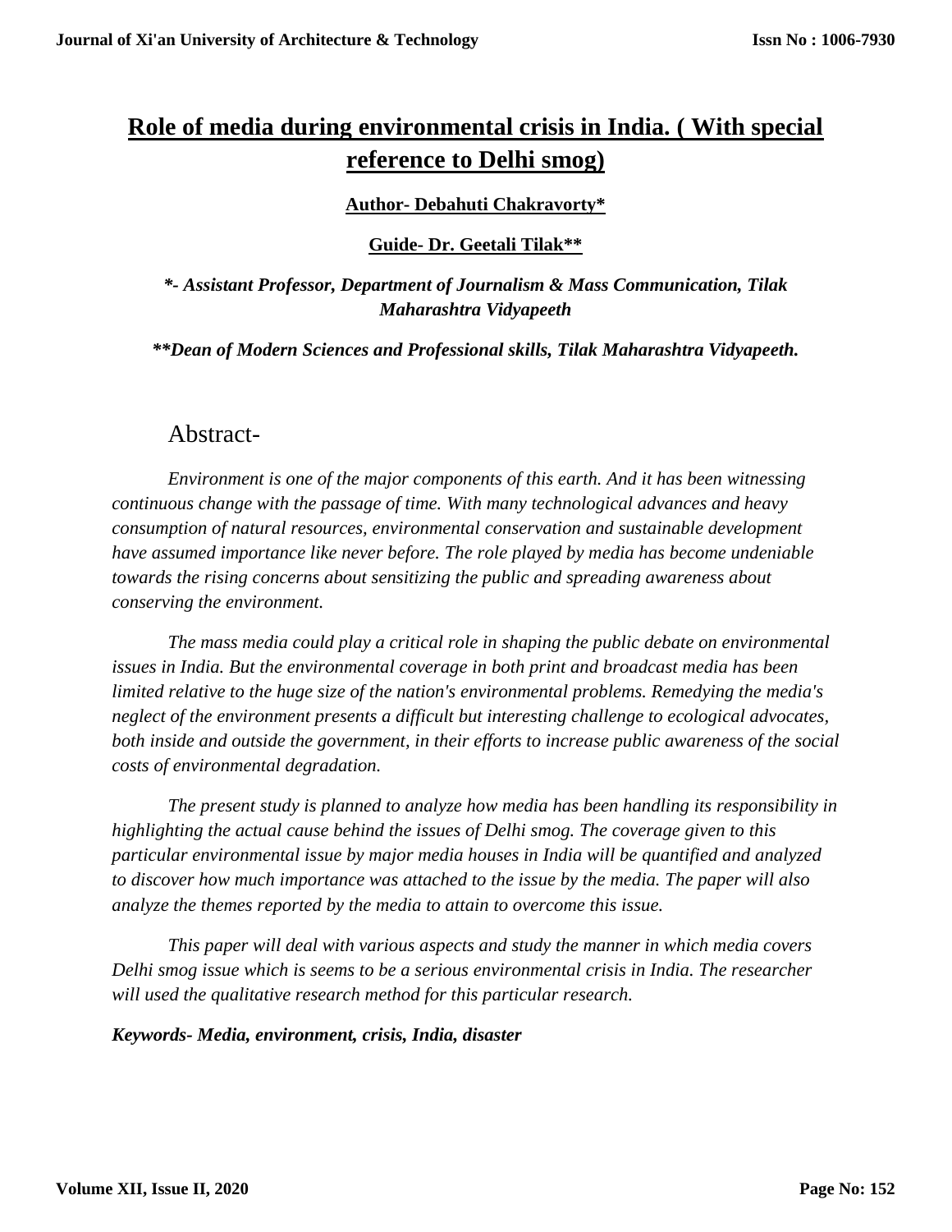# Role of media during environmental crisis in India. ( With special reference to Delhi smog)

**Author- Debahuti Chakravorty***

**Guide- Dr. Geetali Tilak****

***\*- Assistant Professor, Department of Journalism & Mass Communication, Tilak Maharashtra Vidyapeeth***

***\*\*Dean of Modern Sciences and Professional skills, Tilak Maharashtra Vidyapeeth.***

## Abstract-

*Environment is one of the major components of this earth. And it has been witnessing continuous change with the passage of time. With many technological advances and heavy consumption of natural resources, environmental conservation and sustainable development have assumed importance like never before. The role played by media has become undeniable towards the rising concerns about sensitizing the public and spreading awareness about conserving the environment.*

*The mass media could play a critical role in shaping the public debate on environmental issues in India. But the environmental coverage in both print and broadcast media has been limited relative to the huge size of the nation's environmental problems. Remedying the media's neglect of the environment presents a difficult but interesting challenge to ecological advocates, both inside and outside the government, in their efforts to increase public awareness of the social costs of environmental degradation.*

*The present study is planned to analyze how media has been handling its responsibility in highlighting the actual cause behind the issues of Delhi smog. The coverage given to this particular environmental issue by major media houses in India will be quantified and analyzed to discover how much importance was attached to the issue by the media. The paper will also analyze the themes reported by the media to attain to overcome this issue.*

*This paper will deal with various aspects and study the manner in which media covers Delhi smog issue which is seems to be a serious environmental crisis in India. The researcher will used the qualitative research method for this particular research.*

***Keywords- Media, environment, crisis, India, disaster***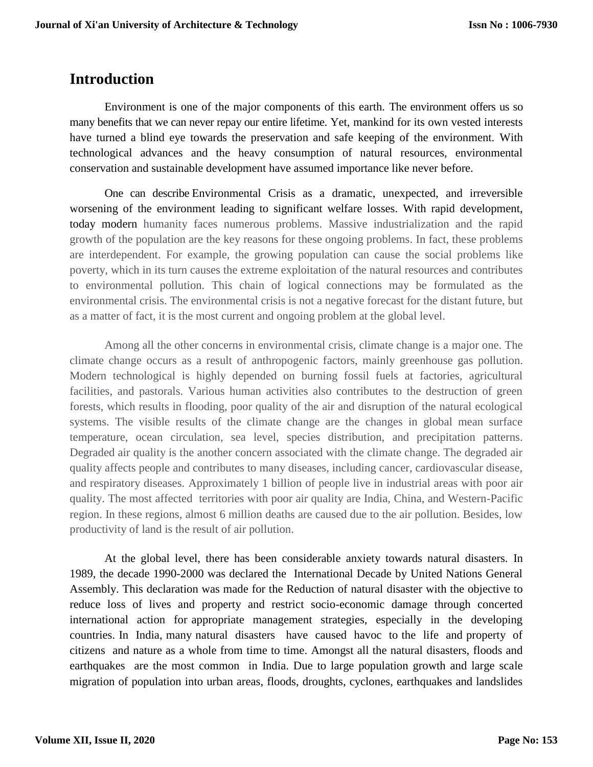## Introduction

Environment is one of the major components of this earth. The environment offers us so many benefits that we can never repay our entire lifetime. Yet, mankind for its own vested interests have turned a blind eye towards the preservation and safe keeping of the environment. With technological advances and the heavy consumption of natural resources, environmental conservation and sustainable development have assumed importance like never before.

One can describe Environmental Crisis as a dramatic, unexpected, and irreversible worsening of the environment leading to significant welfare losses. With rapid development, today modern humanity faces numerous problems. Massive industrialization and the rapid growth of the population are the key reasons for these ongoing problems. In fact, these problems are interdependent. For example, the growing population can cause the social problems like poverty, which in its turn causes the extreme exploitation of the natural resources and contributes to environmental pollution. This chain of logical connections may be formulated as the environmental crisis. The environmental crisis is not a negative forecast for the distant future, but as a matter of fact, it is the most current and ongoing problem at the global level.

Among all the other concerns in environmental crisis, climate change is a major one. The climate change occurs as a result of anthropogenic factors, mainly greenhouse gas pollution. Modern technological is highly depended on burning fossil fuels at factories, agricultural facilities, and pastorals. Various human activities also contributes to the destruction of green forests, which results in flooding, poor quality of the air and disruption of the natural ecological systems. The visible results of the climate change are the changes in global mean surface temperature, ocean circulation, sea level, species distribution, and precipitation patterns. Degraded air quality is the another concern associated with the climate change. The degraded air quality affects people and contributes to many diseases, including cancer, cardiovascular disease, and respiratory diseases. Approximately 1 billion of people live in industrial areas with poor air quality. The most affected territories with poor air quality are India, China, and Western-Pacific region. In these regions, almost 6 million deaths are caused due to the air pollution. Besides, low productivity of land is the result of air pollution.

At the global level, there has been considerable anxiety towards natural disasters. In 1989, the decade 1990-2000 was declared the International Decade by United Nations General Assembly. This declaration was made for the Reduction of natural disaster with the objective to reduce loss of lives and property and restrict socio-economic damage through concerted international action for appropriate management strategies, especially in the developing countries. In India, many natural disasters have caused havoc to the life and property of citizens and nature as a whole from time to time. Amongst all the natural disasters, floods and earthquakes are the most common in India. Due to large population growth and large scale migration of population into urban areas, floods, droughts, cyclones, earthquakes and landslides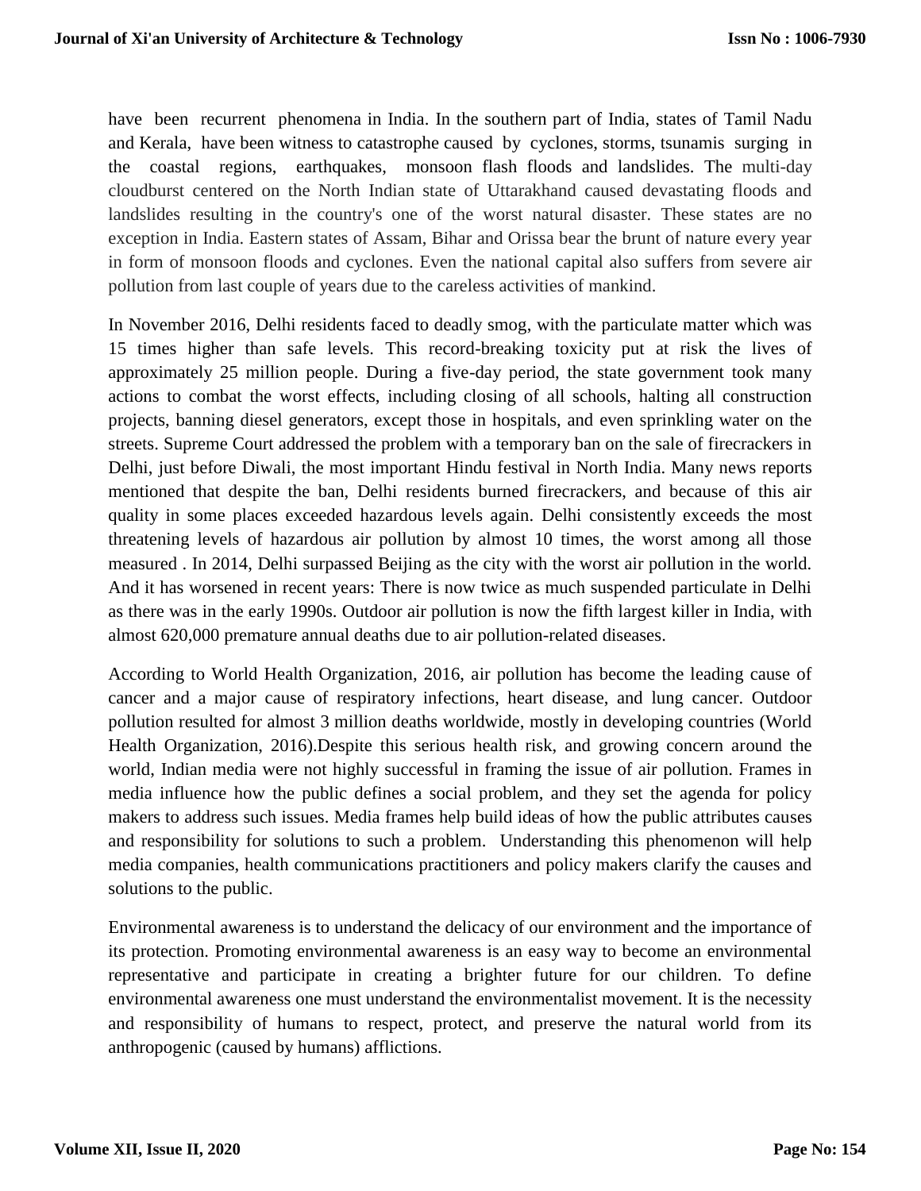have been recurrent phenomena in India. In the southern part of India, states of Tamil Nadu and Kerala, have been witness to catastrophe caused by cyclones, storms, tsunamis surging in the coastal regions, earthquakes, monsoon flash floods and landslides. The multi-day cloudburst centered on the North Indian state of Uttarakhand caused devastating floods and landslides resulting in the country's one of the worst natural disaster. These states are no exception in India. Eastern states of Assam, Bihar and Orissa bear the brunt of nature every year in form of monsoon floods and cyclones. Even the national capital also suffers from severe air pollution from last couple of years due to the careless activities of mankind.

In November 2016, Delhi residents faced to deadly smog, with the particulate matter which was 15 times higher than safe levels. This record-breaking toxicity put at risk the lives of approximately 25 million people. During a five-day period, the state government took many actions to combat the worst effects, including closing of all schools, halting all construction projects, banning diesel generators, except those in hospitals, and even sprinkling water on the streets. Supreme Court addressed the problem with a temporary ban on the sale of firecrackers in Delhi, just before Diwali, the most important Hindu festival in North India. Many news reports mentioned that despite the ban, Delhi residents burned firecrackers, and because of this air quality in some places exceeded hazardous levels again. Delhi consistently exceeds the most threatening levels of hazardous air pollution by almost 10 times, the worst among all those measured . In 2014, Delhi surpassed Beijing as the city with the worst air pollution in the world. And it has worsened in recent years: There is now twice as much suspended particulate in Delhi as there was in the early 1990s. Outdoor air pollution is now the fifth largest killer in India, with almost 620,000 premature annual deaths due to air pollution-related diseases.

According to World Health Organization, 2016, air pollution has become the leading cause of cancer and a major cause of respiratory infections, heart disease, and lung cancer. Outdoor pollution resulted for almost 3 million deaths worldwide, mostly in developing countries (World Health Organization, 2016).Despite this serious health risk, and growing concern around the world, Indian media were not highly successful in framing the issue of air pollution. Frames in media influence how the public defines a social problem, and they set the agenda for policy makers to address such issues. Media frames help build ideas of how the public attributes causes and responsibility for solutions to such a problem. Understanding this phenomenon will help media companies, health communications practitioners and policy makers clarify the causes and solutions to the public.

Environmental awareness is to understand the delicacy of our environment and the importance of its protection. Promoting environmental awareness is an easy way to become an environmental representative and participate in creating a brighter future for our children. To define environmental awareness one must understand the environmentalist movement. It is the necessity and responsibility of humans to respect, protect, and preserve the natural world from its anthropogenic (caused by humans) afflictions.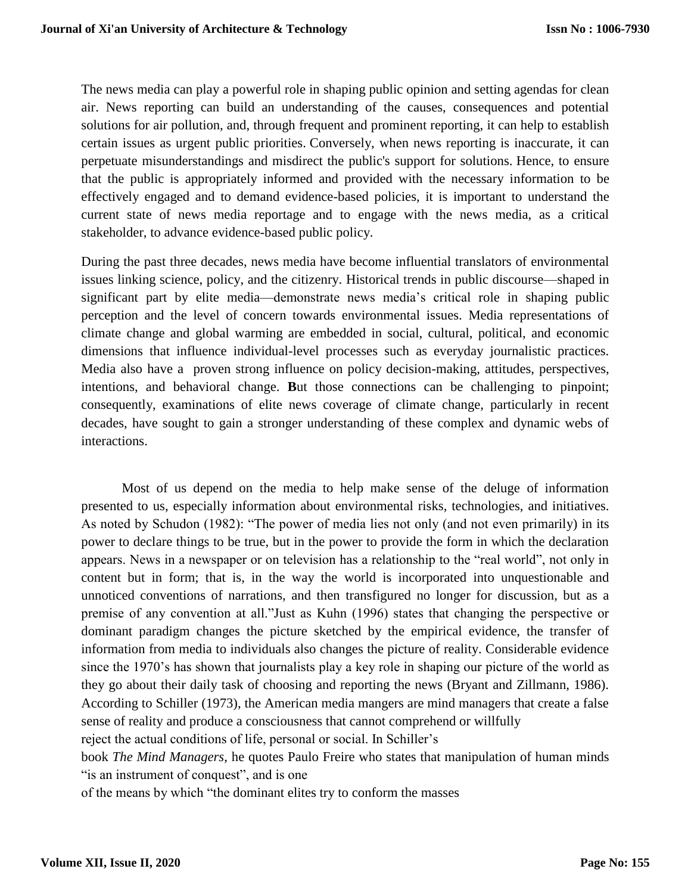The news media can play a powerful role in shaping public opinion and setting agendas for clean air. News reporting can build an understanding of the causes, consequences and potential solutions for air pollution, and, through frequent and prominent reporting, it can help to establish certain issues as urgent public priorities. Conversely, when news reporting is inaccurate, it can perpetuate misunderstandings and misdirect the public's support for solutions. Hence, to ensure that the public is appropriately informed and provided with the necessary information to be effectively engaged and to demand evidence-based policies, it is important to understand the current state of news media reportage and to engage with the news media, as a critical stakeholder, to advance evidence-based public policy.

During the past three decades, news media have become influential translators of environmental issues linking science, policy, and the citizenry. Historical trends in public discourse—shaped in significant part by elite media—demonstrate news media's critical role in shaping public perception and the level of concern towards environmental issues. Media representations of climate change and global warming are embedded in social, cultural, political, and economic dimensions that influence individual-level processes such as everyday journalistic practices. Media also have a proven strong influence on policy decision-making, attitudes, perspectives, intentions, and behavioral change. **B**ut those connections can be challenging to pinpoint; consequently, examinations of elite news coverage of climate change, particularly in recent decades, have sought to gain a stronger understanding of these complex and dynamic webs of interactions.

Most of us depend on the media to help make sense of the deluge of information presented to us, especially information about environmental risks, technologies, and initiatives. As noted by Schudon (1982): "The power of media lies not only (and not even primarily) in its power to declare things to be true, but in the power to provide the form in which the declaration appears. News in a newspaper or on television has a relationship to the "real world", not only in content but in form; that is, in the way the world is incorporated into unquestionable and unnoticed conventions of narrations, and then transfigured no longer for discussion, but as a premise of any convention at all."Just as Kuhn (1996) states that changing the perspective or dominant paradigm changes the picture sketched by the empirical evidence, the transfer of information from media to individuals also changes the picture of reality. Considerable evidence since the 1970's has shown that journalists play a key role in shaping our picture of the world as they go about their daily task of choosing and reporting the news (Bryant and Zillmann, 1986). According to Schiller (1973), the American media mangers are mind managers that create a false sense of reality and produce a consciousness that cannot comprehend or willfully reject the actual conditions of life, personal or social. In Schiller's book *The Mind Managers*, he quotes Paulo Freire who states that manipulation of human minds "is an instrument of conquest", and is one of the means by which "the dominant elites try to conform the masses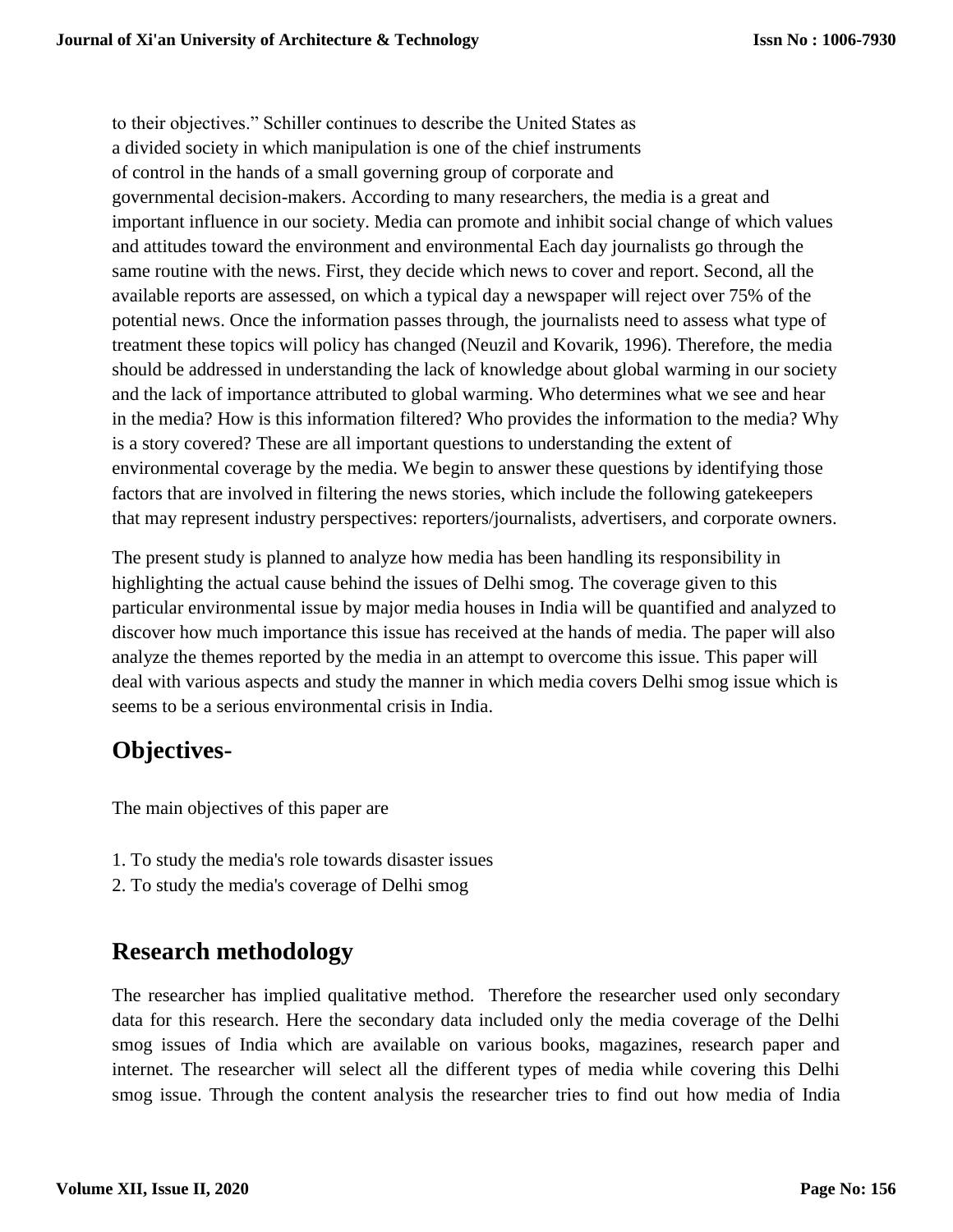to their objectives." Schiller continues to describe the United States as a divided society in which manipulation is one of the chief instruments of control in the hands of a small governing group of corporate and governmental decision-makers. According to many researchers, the media is a great and important influence in our society. Media can promote and inhibit social change of which values and attitudes toward the environment and environmental Each day journalists go through the same routine with the news. First, they decide which news to cover and report. Second, all the available reports are assessed, on which a typical day a newspaper will reject over 75% of the potential news. Once the information passes through, the journalists need to assess what type of treatment these topics will policy has changed (Neuzil and Kovarik, 1996). Therefore, the media should be addressed in understanding the lack of knowledge about global warming in our society and the lack of importance attributed to global warming. Who determines what we see and hear in the media? How is this information filtered? Who provides the information to the media? Why is a story covered? These are all important questions to understanding the extent of environmental coverage by the media. We begin to answer these questions by identifying those factors that are involved in filtering the news stories, which include the following gatekeepers that may represent industry perspectives: reporters/journalists, advertisers, and corporate owners.

The present study is planned to analyze how media has been handling its responsibility in highlighting the actual cause behind the issues of Delhi smog. The coverage given to this particular environmental issue by major media houses in India will be quantified and analyzed to discover how much importance this issue has received at the hands of media. The paper will also analyze the themes reported by the media in an attempt to overcome this issue. This paper will deal with various aspects and study the manner in which media covers Delhi smog issue which is seems to be a serious environmental crisis in India.

## Objectives-

The main objectives of this paper are

1. To study the media's role towards disaster issues
2. To study the media's coverage of Delhi smog

## Research methodology

The researcher has implied qualitative method. Therefore the researcher used only secondary data for this research. Here the secondary data included only the media coverage of the Delhi smog issues of India which are available on various books, magazines, research paper and internet. The researcher will select all the different types of media while covering this Delhi smog issue. Through the content analysis the researcher tries to find out how media of India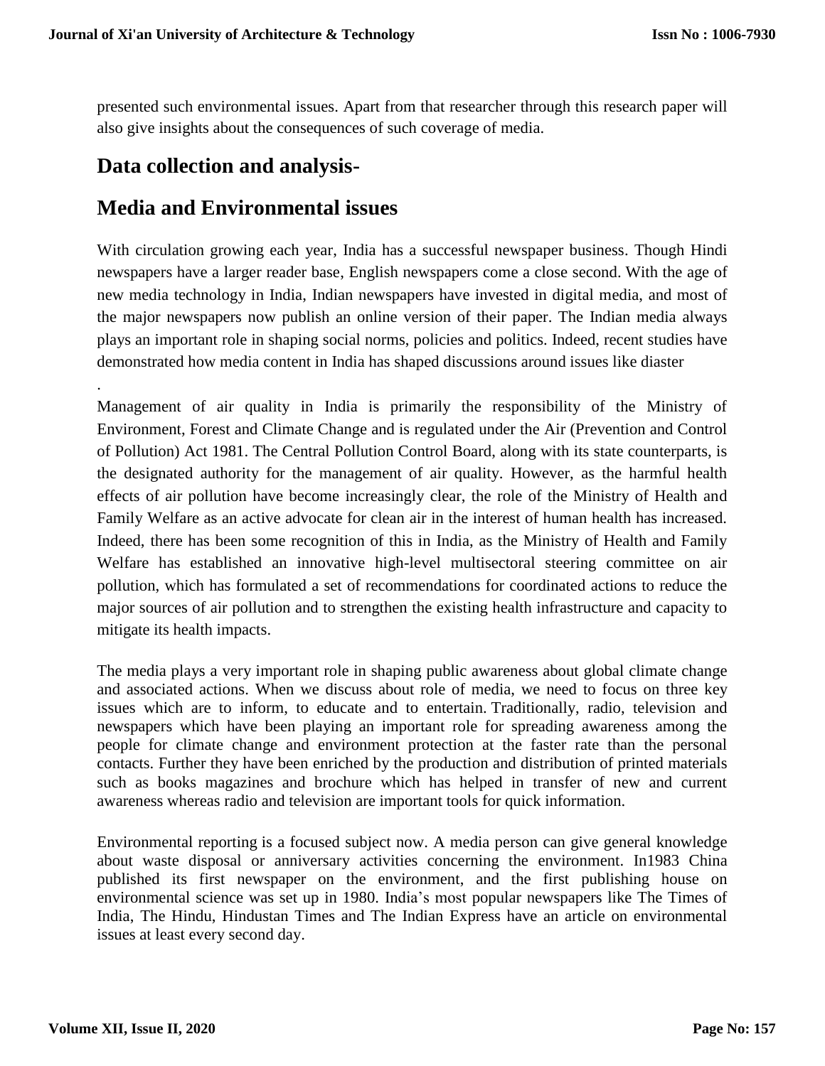presented such environmental issues. Apart from that researcher through this research paper will also give insights about the consequences of such coverage of media.

## Data collection and analysis-

## Media and Environmental issues

With circulation growing each year, India has a successful newspaper business. Though Hindi newspapers have a larger reader base, English newspapers come a close second. With the age of new media technology in India, Indian newspapers have invested in digital media, and most of the major newspapers now publish an online version of their paper. The Indian media always plays an important role in shaping social norms, policies and politics. Indeed, recent studies have demonstrated how media content in India has shaped discussions around issues like diaster

.

Management of air quality in India is primarily the responsibility of the Ministry of Environment, Forest and Climate Change and is regulated under the Air (Prevention and Control of Pollution) Act 1981. The Central Pollution Control Board, along with its state counterparts, is the designated authority for the management of air quality. However, as the harmful health effects of air pollution have become increasingly clear, the role of the Ministry of Health and Family Welfare as an active advocate for clean air in the interest of human health has increased. Indeed, there has been some recognition of this in India, as the Ministry of Health and Family Welfare has established an innovative high-level multisectoral steering committee on air pollution, which has formulated a set of recommendations for coordinated actions to reduce the major sources of air pollution and to strengthen the existing health infrastructure and capacity to mitigate its health impacts.

The media plays a very important role in shaping public awareness about global climate change and associated actions. When we discuss about role of media, we need to focus on three key issues which are to inform, to educate and to entertain. Traditionally, radio, television and newspapers which have been playing an important role for spreading awareness among the people for climate change and environment protection at the faster rate than the personal contacts. Further they have been enriched by the production and distribution of printed materials such as books magazines and brochure which has helped in transfer of new and current awareness whereas radio and television are important tools for quick information.

Environmental reporting is a focused subject now. A media person can give general knowledge about waste disposal or anniversary activities concerning the environment. In1983 China published its first newspaper on the environment, and the first publishing house on environmental science was set up in 1980. India's most popular newspapers like The Times of India, The Hindu, Hindustan Times and The Indian Express have an article on environmental issues at least every second day.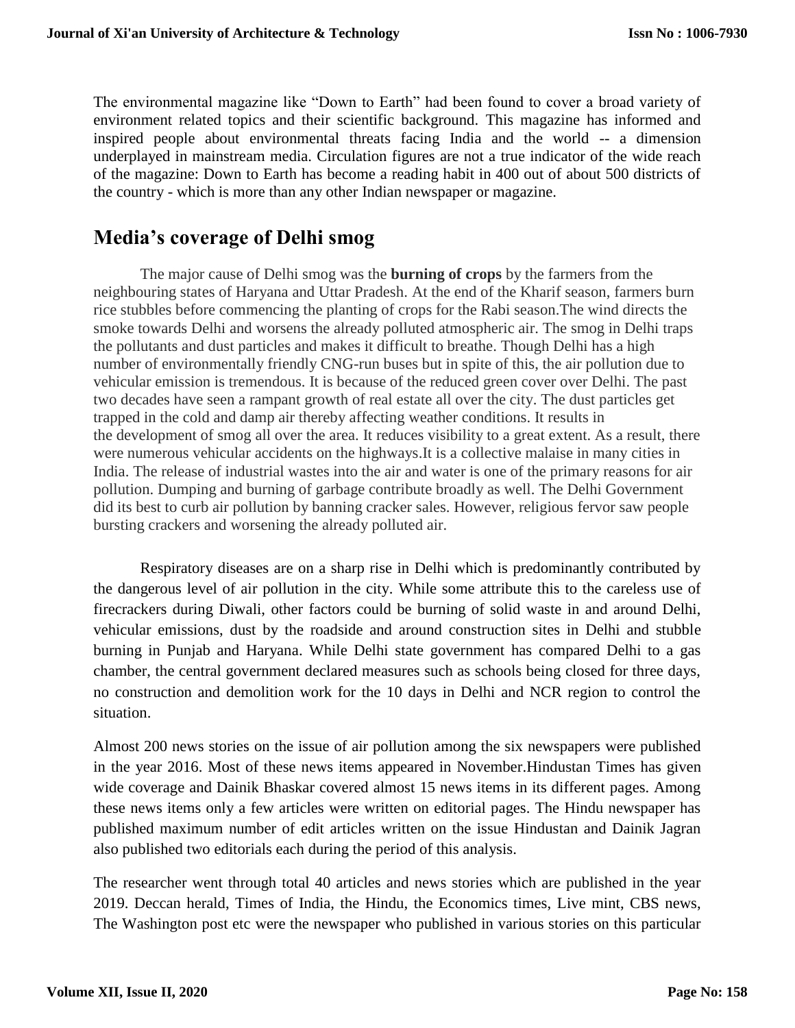The environmental magazine like “Down to Earth” had been found to cover a broad variety of environment related topics and their scientific background. This magazine has informed and inspired people about environmental threats facing India and the world -- a dimension underplayed in mainstream media. Circulation figures are not a true indicator of the wide reach of the magazine: Down to Earth has become a reading habit in 400 out of about 500 districts of the country - which is more than any other Indian newspaper or magazine.

## Media’s coverage of Delhi smog

The major cause of Delhi smog was the **burning of crops** by the farmers from the neighbouring states of Haryana and Uttar Pradesh. At the end of the Kharif season, farmers burn rice stubbles before commencing the planting of crops for the Rabi season.The wind directs the smoke towards Delhi and worsens the already polluted atmospheric air. The smog in Delhi traps the pollutants and dust particles and makes it difficult to breathe. Though Delhi has a high number of environmentally friendly CNG-run buses but in spite of this, the air pollution due to vehicular emission is tremendous. It is because of the reduced green cover over Delhi. The past two decades have seen a rampant growth of real estate all over the city. The dust particles get trapped in the cold and damp air thereby affecting weather conditions. It results in the development of smog all over the area. It reduces visibility to a great extent. As a result, there were numerous vehicular accidents on the highways.It is a collective malaise in many cities in India. The release of industrial wastes into the air and water is one of the primary reasons for air pollution. Dumping and burning of garbage contribute broadly as well. The Delhi Government did its best to curb air pollution by banning cracker sales. However, religious fervor saw people bursting crackers and worsening the already polluted air.

Respiratory diseases are on a sharp rise in Delhi which is predominantly contributed by the dangerous level of air pollution in the city. While some attribute this to the careless use of firecrackers during Diwali, other factors could be burning of solid waste in and around Delhi, vehicular emissions, dust by the roadside and around construction sites in Delhi and stubble burning in Punjab and Haryana. While Delhi state government has compared Delhi to a gas chamber, the central government declared measures such as schools being closed for three days, no construction and demolition work for the 10 days in Delhi and NCR region to control the situation.

Almost 200 news stories on the issue of air pollution among the six newspapers were published in the year 2016. Most of these news items appeared in November.Hindustan Times has given wide coverage and Dainik Bhaskar covered almost 15 news items in its different pages. Among these news items only a few articles were written on editorial pages. The Hindu newspaper has published maximum number of edit articles written on the issue Hindustan and Dainik Jagran also published two editorials each during the period of this analysis.

The researcher went through total 40 articles and news stories which are published in the year 2019. Deccan herald, Times of India, the Hindu, the Economics times, Live mint, CBS news, The Washington post etc were the newspaper who published in various stories on this particular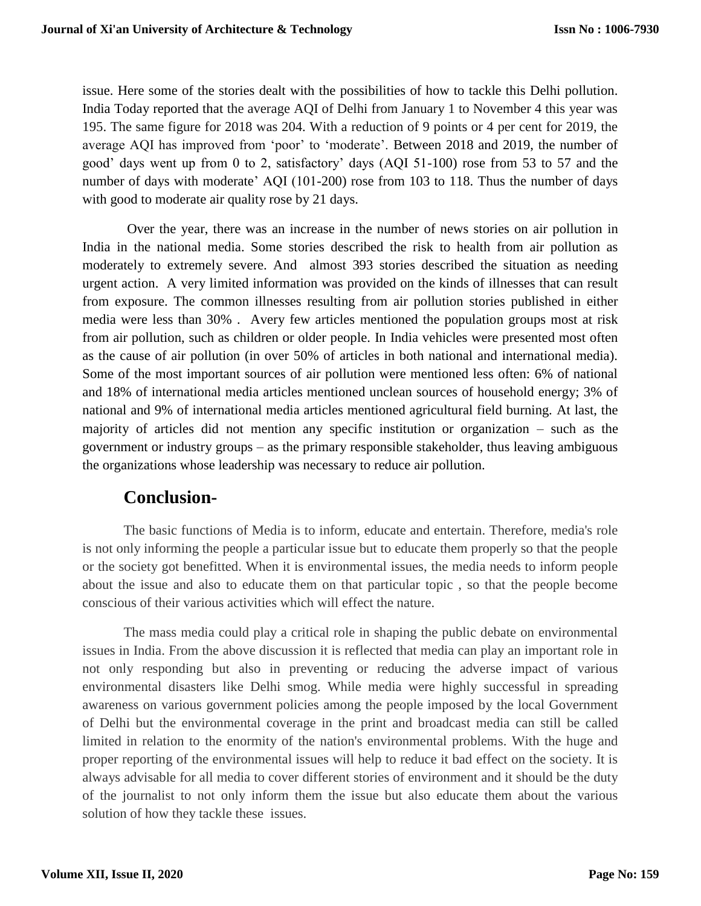issue. Here some of the stories dealt with the possibilities of how to tackle this Delhi pollution. India Today reported that the average AQI of Delhi from January 1 to November 4 this year was 195. The same figure for 2018 was 204. With a reduction of 9 points or 4 per cent for 2019, the average AQI has improved from 'poor' to 'moderate'. Between 2018 and 2019, the number of good' days went up from 0 to 2, satisfactory' days (AQI 51-100) rose from 53 to 57 and the number of days with moderate' AQI (101-200) rose from 103 to 118. Thus the number of days with good to moderate air quality rose by 21 days.

Over the year, there was an increase in the number of news stories on air pollution in India in the national media. Some stories described the risk to health from air pollution as moderately to extremely severe. And almost 393 stories described the situation as needing urgent action. A very limited information was provided on the kinds of illnesses that can result from exposure. The common illnesses resulting from air pollution stories published in either media were less than 30% . Avery few articles mentioned the population groups most at risk from air pollution, such as children or older people. In India vehicles were presented most often as the cause of air pollution (in over 50% of articles in both national and international media). Some of the most important sources of air pollution were mentioned less often: 6% of national and 18% of international media articles mentioned unclean sources of household energy; 3% of national and 9% of international media articles mentioned agricultural field burning. At last, the majority of articles did not mention any specific institution or organization – such as the government or industry groups – as the primary responsible stakeholder, thus leaving ambiguous the organizations whose leadership was necessary to reduce air pollution.

## Conclusion-

The basic functions of Media is to inform, educate and entertain. Therefore, media's role is not only informing the people a particular issue but to educate them properly so that the people or the society got benefitted. When it is environmental issues, the media needs to inform people about the issue and also to educate them on that particular topic , so that the people become conscious of their various activities which will effect the nature.

The mass media could play a critical role in shaping the public debate on environmental issues in India. From the above discussion it is reflected that media can play an important role in not only responding but also in preventing or reducing the adverse impact of various environmental disasters like Delhi smog. While media were highly successful in spreading awareness on various government policies among the people imposed by the local Government of Delhi but the environmental coverage in the print and broadcast media can still be called limited in relation to the enormity of the nation's environmental problems. With the huge and proper reporting of the environmental issues will help to reduce it bad effect on the society. It is always advisable for all media to cover different stories of environment and it should be the duty of the journalist to not only inform them the issue but also educate them about the various solution of how they tackle these issues.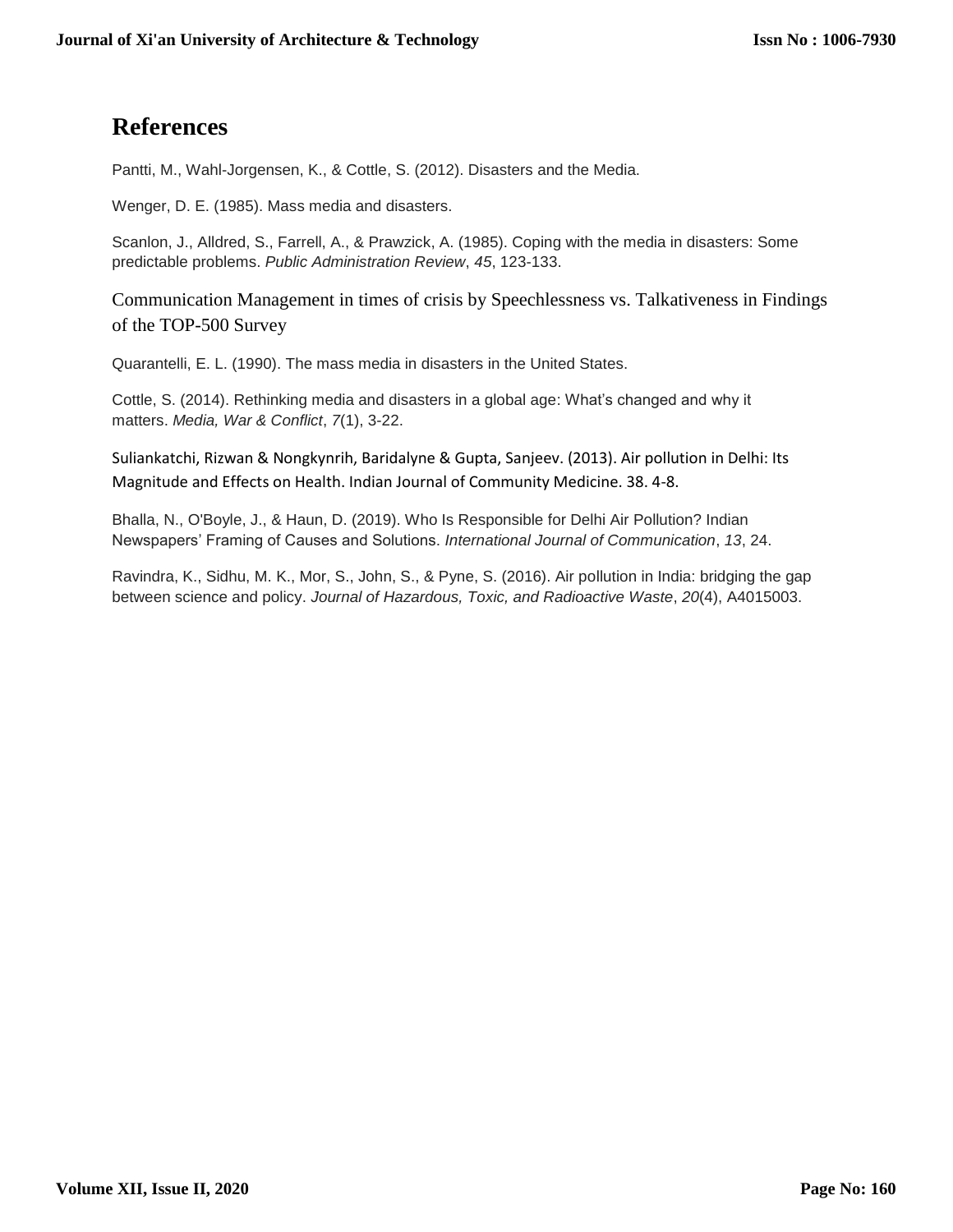# References

Pantti, M., Wahl-Jorgensen, K., & Cottle, S. (2012). Disasters and the Media.

Wenger, D. E. (1985). Mass media and disasters.

Scanlon, J., Alldred, S., Farrell, A., & Prawzick, A. (1985). Coping with the media in disasters: Some predictable problems. *Public Administration Review*, *45*, 123-133.

Communication Management in times of crisis by Speechlessness vs. Talkativeness in Findings of the TOP-500 Survey

Quarantelli, E. L. (1990). The mass media in disasters in the United States.

Cottle, S. (2014). Rethinking media and disasters in a global age: What's changed and why it matters. *Media, War & Conflict*, *7*(1), 3-22.

Suliankatchi, Rizwan & Nongkynrih, Baridalyne & Gupta, Sanjeev. (2013). Air pollution in Delhi: Its Magnitude and Effects on Health. Indian Journal of Community Medicine. 38. 4-8.

Bhalla, N., O'Boyle, J., & Haun, D. (2019). Who Is Responsible for Delhi Air Pollution? Indian Newspapers' Framing of Causes and Solutions. *International Journal of Communication*, *13*, 24.

Ravindra, K., Sidhu, M. K., Mor, S., John, S., & Pyne, S. (2016). Air pollution in India: bridging the gap between science and policy. *Journal of Hazardous, Toxic, and Radioactive Waste*, *20*(4), A4015003.